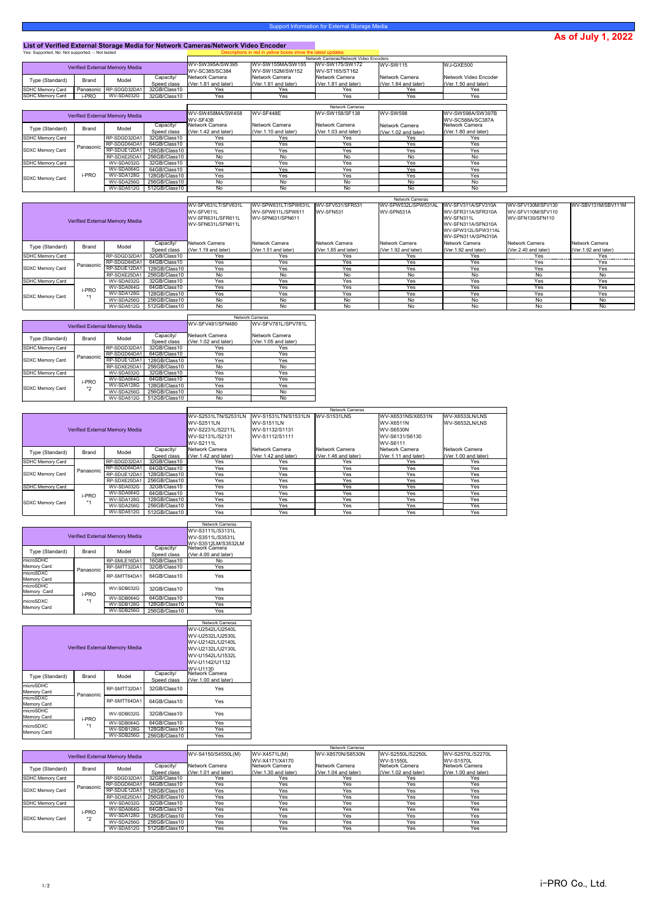Support Information for External Storage Media

**As of July 1, 2022**

## List of Verified External Storage Media for Network Cameras/Network Video Encoder

Yes: Supported, No: Not supported, -: Not tested

Descriptions in red in yellow boxes show the latest updates.

| Verified External Memory Media | | | | Network Cameras/Network Video Encoders | | | | |
|---|---|---|---|---|---|---|---|---|
| | | | | WV-SW395A/SW395 WV-SC385/SC384 | WV-SW155MA/SW155 WV-SW152M/SW152 | WV-SW175/SW172 WV-ST165/ST162 | WV-SW115 | WJ-GXE500 |
| Type (Standard) | Brand | Model | Capacity/ Speed class | Network Camera (Ver.1.81 and later) | Network Camera (Ver.1.81 and later) | Network Camera (Ver.1.81 and later) | Network Camera (Ver.1.84 and later) | Network Video Encoder (Ver.1.50 and later) |
| SDHC Memory Card | Panasonic | RP-SDGD32DA1 | 32GB/Class10 | Yes | Yes | Yes | Yes | Yes |
| SDHC Memory Card | i-PRO | WV-SDA032G | 32GB/Class10 | Yes | Yes | Yes | Yes | Yes |

| Verified External Memory Media | | | | Network Cameras | | | | |
|---|---|---|---|---|---|---|---|---|
| | | | | WV-SW458MA/SW458 WV-SF438 | WV-SF448E | WV-SW158/SF138 | WV-SW598 | WV-SW598A/SW397B WV-SC588A/SC387A |
| Type (Standard) | Brand | Model | Capacity/ Speed class | Network Camera (Ver.1.42 and later) | Network Camera (Ver.1.10 and later) | Network Camera (Ver.1.03 and later) | Network Camera (Ver.1.02 and later) | Network Camera (Ver.1.80 and later) |
| SDHC Memory Card | Panasonic | RP-SDGD32DA1 | 32GB/Class10 | Yes | Yes | Yes | Yes | Yes |
| SDXC Memory Card | Panasonic | RP-SDGD64DA1 | 64GB/Class10 | Yes | Yes | Yes | Yes | Yes |
| SDXC Memory Card | Panasonic | RP-SDUE12DA1 | 128GB/Class10 | Yes | Yes | Yes | Yes | Yes |
| SDXC Memory Card | Panasonic | RP-SDXE25DA1 | 256GB/Class10 | No | No | No | No | No |
| SDHC Memory Card | i-PRO | WV-SDA032G | 32GB/Class10 | Yes | Yes | Yes | Yes | Yes |
| SDXC Memory Card | i-PRO | WV-SDA064G | 64GB/Class10 | Yes | Yes | Yes | Yes | Yes |
| SDXC Memory Card | i-PRO | WV-SDA128G | 128GB/Class10 | Yes | Yes | Yes | Yes | Yes |
| SDXC Memory Card | i-PRO | WV-SDA256G | 256GB/Class10 | No | No | No | No | No |
| SDXC Memory Card | i-PRO | WV-SDA512G | 512GB/Class10 | No | No | No | No | No |

| Verified External Memory Media | | | | Network Cameras | | | | | | |
|---|---|---|---|---|---|---|---|---|---|---|
| | | | | WV-SFV631LT/SFV631L WV-SFV611L WV-SFR631L/SFR611L WV-SFN631L/SFN611L | WV-SPW631LT/SPW631L WV-SPW611L/SPW611 WV-SPN631/SPN611 | WV-SFV531/SFR531 WV-SFN531 | WV-SPW532L/SPW531AL WV-SPN531A | WV-SFV311A/SFV310A WV-SFR311A/SFR310A WV-SFN311L WV-SFN311A/SFN310A WV-SPW312L/SPW311AL WV-SPN311A/SPN310A | WV-SFV130M/SFV130 WV-SFV110M/SFV110 WV-SFN130/SFN110 | WV-SBV131M/SBV111M |
| Type (Standard) | Brand | Model | Capacity/ Speed class | Network Camera (Ver.1.19 and later) | Network Camera (Ver.1.51 and later) | Network Camera (Ver.1.85 and later) | Network Camera (Ver.1.92 and later) | Network Camera (Ver.1.92 and later) | Network Camera (Ver.2.40 and later) | Network Camera (Ver.1.92 and later) |
| SDHC Memory Card | Panasonic | RP-SDGD32DA1 | 32GB/Class10 | Yes | Yes | Yes | Yes | Yes | Yes | Yes |
| SDXC Memory Card | Panasonic | RP-SDGD64DA1 | 64GB/Class10 | Yes | Yes | Yes | Yes | Yes | Yes | Yes |
| SDXC Memory Card | Panasonic | RP-SDUE12DA1 | 128GB/Class10 | Yes | Yes | Yes | Yes | Yes | Yes | Yes |
| SDXC Memory Card | Panasonic | RP-SDXE25DA1 | 256GB/Class10 | No | No | No | No | No | No | No |
| SDHC Memory Card | i-PRO *1 | WV-SDA032G | 32GB/Class10 | Yes | Yes | Yes | Yes | Yes | Yes | Yes |
| SDXC Memory Card | i-PRO *1 | WV-SDA064G | 64GB/Class10 | Yes | Yes | Yes | Yes | Yes | Yes | Yes |
| SDXC Memory Card | i-PRO *1 | WV-SDA128G | 128GB/Class10 | Yes | Yes | Yes | Yes | Yes | Yes | Yes |
| SDXC Memory Card | i-PRO *1 | WV-SDA256G | 256GB/Class10 | No | No | No | No | No | No | No |
| SDXC Memory Card | i-PRO *1 | WV-SDA512G | 512GB/Class10 | No | No | No | No | No | No | No |

| Verified External Memory Media | | | | Network Cameras | |
|---|---|---|---|---|---|
| | | | | WV-SFV481/SFN480 | WV-SFV781L/SPV781L |
| Type (Standard) | Brand | Model | Capacity/ Speed class | Network Camera (Ver.1.02 and later) | Network Camera (Ver.1.05 and later) |
| SDHC Memory Card | Panasonic | RP-SDGD32DA1 | 32GB/Class10 | Yes | Yes |
| SDXC Memory Card | Panasonic | RP-SDGD64DA1 | 64GB/Class10 | Yes | Yes |
| SDXC Memory Card | Panasonic | RP-SDUE12DA1 | 128GB/Class10 | Yes | Yes |
| SDXC Memory Card | Panasonic | RP-SDXE25DA1 | 256GB/Class10 | No | No |
| SDHC Memory Card | i-PRO *2 | WV-SDA032G | 32GB/Class10 | Yes | Yes |
| SDXC Memory Card | i-PRO *2 | WV-SDA064G | 64GB/Class10 | Yes | Yes |
| SDXC Memory Card | i-PRO *2 | WV-SDA128G | 128GB/Class10 | Yes | Yes |
| SDXC Memory Card | i-PRO *2 | WV-SDA256G | 256GB/Class10 | No | No |
| SDXC Memory Card | i-PRO *2 | WV-SDA512G | 512GB/Class10 | No | No |

| Verified External Memory Media | | | | Network Cameras | | | | |
|---|---|---|---|---|---|---|---|---|
| | | | | WV-S2531LTN/S2531LN WV-S2511LN WV-S2231L/S2211L WV-S2131L/S2131 WV-S2111L | WV-S1531LTN/S1531LN WV-S1511LN WV-S1132/S1131 WV-S1112/S1111 | WV-S1531LNS | WV-X6531NS/X6531N WV-X6511N WV-S6530N WV-S6131/S6130 WV-S6111 | WV-X6533LN/LNS WV-S6532LN/LNS |
| Type (Standard) | Brand | Model | Capacity/ Speed class | Network Camera (Ver.1.42 and later) | Network Camera (Ver.1.42 and later) | Network Camera (Ver.1.46 and later) | Network Camera (Ver.1.11 and later) | Network Camera (Ver.1.00 and later) |
| SDHC Memory Card | Panasonic | RP-SDGD32DA1 | 32GB/Class10 | Yes | Yes | Yes | Yes | Yes |
| SDXC Memory Card | Panasonic | RP-SDGD64DA1 | 64GB/Class10 | Yes | Yes | Yes | Yes | Yes |
| SDXC Memory Card | Panasonic | RP-SDUE12DA1 | 128GB/Class10 | Yes | Yes | Yes | Yes | Yes |
| SDXC Memory Card | Panasonic | RP-SDXE25DA1 | 256GB/Class10 | Yes | Yes | Yes | Yes | Yes |
| SDHC Memory Card | i-PRO *1 | WV-SDA032G | 32GB/Class10 | Yes | Yes | Yes | Yes | Yes |
| SDXC Memory Card | i-PRO *1 | WV-SDA064G | 64GB/Class10 | Yes | Yes | Yes | Yes | Yes |
| SDXC Memory Card | i-PRO *1 | WV-SDA128G | 128GB/Class10 | Yes | Yes | Yes | Yes | Yes |
| SDXC Memory Card | i-PRO *1 | WV-SDA256G | 256GB/Class10 | Yes | Yes | Yes | Yes | Yes |
| SDXC Memory Card | i-PRO *1 | WV-SDA512G | 512GB/Class10 | Yes | Yes | Yes | Yes | Yes |

| Verified External Memory Media | | | | Network Cameras |
|---|---|---|---|---|
| | | | | WV-S3111L/S3131L WV-S3511L/S3531L WV-S3512LM/S3532LM |
| Type (Standard) | Brand | Model | Capacity/ Speed class | Network Camera (Ver.4.00 and later) |
| microSDHC Memory Card | Panasonic | RP-SMLE16DA1 | 16GB/Class10 | No |
| microSDHC Memory Card | Panasonic | RP-SMTT32DA1 | 32GB/Class10 | Yes |
| microSDXC Memory Card | Panasonic | RP-SMTT64DA1 | 64GB/Class10 | Yes |
| microSDHC Memory Card | i-PRO *1 | WV-SDB032G | 32GB/Class10 | Yes |
| microSDXC Memory Card | i-PRO *1 | WV-SDB064G | 64GB/Class10 | Yes |
| microSDXC Memory Card | i-PRO *1 | WV-SDB128G | 128GB/Class10 | Yes |
| microSDXC Memory Card | i-PRO *1 | WV-SDB256G | 256GB/Class10 | Yes |

| Verified External Memory Media | | | | Network Cameras |
|---|---|---|---|---|
| | | | | WV-U2542L/U2540L WV-U2532L/U2530L WV-U2142L/U2140L WV-U2132L/U2130L WV-U1542L/U1532L WV-U1142/U1132 WV-U1130 |
| Type (Standard) | Brand | Model | Capacity/ Speed class | Network Camera (Ver.1.00 and later) |
| microSDHC Memory Card | Panasonic | RP-SMTT32DA1 | 32GB/Class10 | Yes |
| microSDXC Memory Card | Panasonic | RP-SMTT64DA1 | 64GB/Class10 | Yes |
| microSDHC Memory Card | i-PRO *1 | WV-SDB032G | 32GB/Class10 | Yes |
| microSDXC Memory Card | i-PRO *1 | WV-SDB064G | 64GB/Class10 | Yes |
| microSDXC Memory Card | i-PRO *1 | WV-SDB128G | 128GB/Class10 | Yes |
| microSDXC Memory Card | i-PRO *1 | WV-SDB256G | 256GB/Class10 | Yes |

| Verified External Memory Media | | | | Network Cameras | | | | |
|---|---|---|---|---|---|---|---|---|
| | | | | WV-S4150/S4550L(M) | WV-X4571L(M) WV-X4171/X4170 | WV-X8570N/S8530N | WV-S2550L/S2250L WV-S1550L | WV-S2570L/S2270L WV-S1570L |
| Type (Standard) | Brand | Model | Capacity/ Speed class | Network Camera (Ver.1.01 and later) | Network Camera (Ver.1.30 and later) | Network Camera (Ver.1.04 and later) | Network Camera (Ver.1.02 and later) | Network Camera (Ver.1.00 and later) |
| SDHC Memory Card | Panasonic | RP-SDGD32DA1 | 32GB/Class10 | Yes | Yes | Yes | Yes | Yes |
| SDXC Memory Card | Panasonic | RP-SDGD64DA1 | 64GB/Class10 | Yes | Yes | Yes | Yes | Yes |
| SDXC Memory Card | Panasonic | RP-SDUE12DA1 | 128GB/Class10 | Yes | Yes | Yes | Yes | Yes |
| SDXC Memory Card | Panasonic | RP-SDXE25DA1 | 256GB/Class10 | Yes | Yes | Yes | Yes | Yes |
| SDHC Memory Card | i-PRO *2 | WV-SDA032G | 32GB/Class10 | Yes | Yes | Yes | Yes | Yes |
| SDXC Memory Card | i-PRO *2 | WV-SDA064G | 64GB/Class10 | Yes | Yes | Yes | Yes | Yes |
| SDXC Memory Card | i-PRO *2 | WV-SDA128G | 128GB/Class10 | Yes | Yes | Yes | Yes | Yes |
| SDXC Memory Card | i-PRO *2 | WV-SDA256G | 256GB/Class10 | Yes | Yes | Yes | Yes | Yes |
| SDXC Memory Card | i-PRO *2 | WV-SDA512G | 512GB/Class10 | Yes | Yes | Yes | Yes | Yes |

i-PRO Co., Ltd.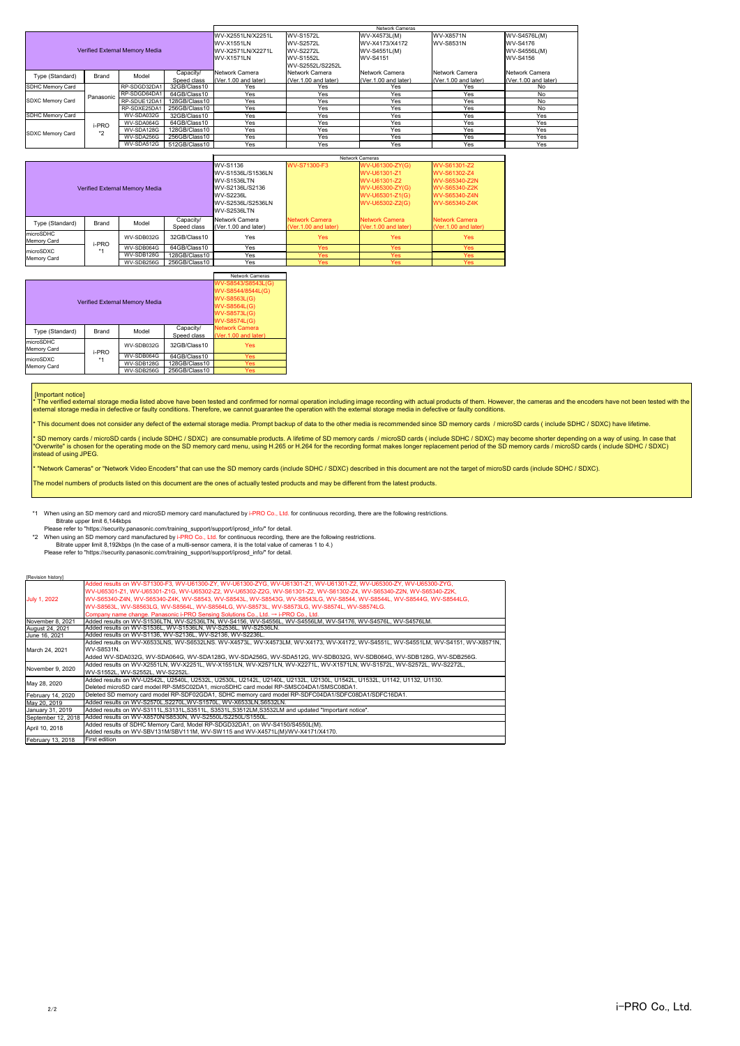| Verified External Memory Media | | | | Network Cameras | | | | |
|---|---|---|---|---|---|---|---|---|
| | | | | WV-X2551LN/X2251L WV-X1551LN WV-X2571LN/X2271L WV-X1571LN | WV-S1572L WV-S2572L WV-S2272L WV-S1552L WV-S2552L/S2252L | WV-X4573L(M) WV-X4173/X4172 WV-S4551L(M) WV-S4151 | WV-X8571N WV-S8531N | WV-S4576L(M) WV-S4176 WV-S4556L(M) WV-S4156 |
| Type (Standard) | Brand | Model | Capacity/ Speed class | Network Camera (Ver.1.00 and later) | Network Camera (Ver.1.00 and later) | Network Camera (Ver.1.00 and later) | Network Camera (Ver.1.00 and later) | Network Camera (Ver.1.00 and later) |
| SDHC Memory Card | Panasonic | RP-SDGD32DA1 | 32GB/Class10 | Yes | Yes | Yes | Yes | No |
| SDXC Memory Card | Panasonic | RP-SDGD64DA1 | 64GB/Class10 | Yes | Yes | Yes | Yes | No |
| SDXC Memory Card | Panasonic | RP-SDUE12DA1 | 128GB/Class10 | Yes | Yes | Yes | Yes | No |
| SDXC Memory Card | Panasonic | RP-SDXE25DA1 | 256GB/Class10 | Yes | Yes | Yes | Yes | No |
| SDHC Memory Card | i-PRO *2 | WV-SDA032G | 32GB/Class10 | Yes | Yes | Yes | Yes | Yes |
| SDXC Memory Card | i-PRO *2 | WV-SDA064G | 64GB/Class10 | Yes | Yes | Yes | Yes | Yes |
| SDXC Memory Card | i-PRO *2 | WV-SDA128G | 128GB/Class10 | Yes | Yes | Yes | Yes | Yes |
| SDXC Memory Card | i-PRO *2 | WV-SDA256G | 256GB/Class10 | Yes | Yes | Yes | Yes | Yes |
| SDXC Memory Card | i-PRO *2 | WV-SDA512G | 512GB/Class10 | Yes | Yes | Yes | Yes | Yes |

| Verified External Memory Media | | | | Network Cameras | | | |
|---|---|---|---|---|---|---|---|
| | | | | WV-S1136 WV-S1536L/S1536LN WV-S1536LTN WV-S2136L/S2136 WV-S2236L WV-S2536L/S2536LN WV-S2536LTN | WV-S71300-F3 | WV-U61300-ZY(G) WV-U61301-Z1 WV-U61301-Z2 WV-U65300-ZY(G) WV-U65301-Z1(G) WV-U65302-Z2(G) | WV-S61301-Z2 WV-S61302-Z4 WV-S65340-Z2N WV-S65340-Z2K WV-S65340-Z4N WV-S65340-Z4K |
| Type (Standard) | Brand | Model | Capacity/ Speed class | Network Camera (Ver.1.00 and later) | Network Camera (Ver.1.00 and later) | Network Camera (Ver.1.00 and later) | Network Camera (Ver.1.00 and later) |
| microSDHC Memory Card | i-PRO *1 | WV-SDB032G | 32GB/Class10 | Yes | Yes | Yes | Yes |
| microSDXC Memory Card | i-PRO *1 | WV-SDB064G | 64GB/Class10 | Yes | Yes | Yes | Yes |
| microSDXC Memory Card | i-PRO *1 | WV-SDB128G | 128GB/Class10 | Yes | Yes | Yes | Yes |
| microSDXC Memory Card | i-PRO *1 | WV-SDB256G | 256GB/Class10 | Yes | Yes | Yes | Yes |

| Verified External Memory Media | | | | Network Cameras |
|---|---|---|---|---|
| | | | | WV-S8543/S8543L(G) WV-S8544/8544L(G) WV-S8563L(G) WV-S8564L(G) WV-S8573L(G) WV-S8574L(G) |
| Type (Standard) | Brand | Model | Capacity/ Speed class | Network Camera (Ver.1.00 and later) |
| microSDHC Memory Card | i-PRO *1 | WV-SDB032G | 32GB/Class10 | Yes |
| microSDXC Memory Card | i-PRO *1 | WV-SDB064G | 64GB/Class10 | Yes |
| microSDXC Memory Card | i-PRO *1 | WV-SDB128G | 128GB/Class10 | Yes |
| microSDXC Memory Card | i-PRO *1 | WV-SDB256G | 256GB/Class10 | Yes |

[Important notice]

* The verified external storage media listed above have been tested and confirmed for normal operation including image recording with actual products of them. However, the cameras and the encoders have not been tested with the external storage media in defective or faulty conditions. Therefore, we cannot guarantee the operation with the external storage media in defective or faulty conditions.

* This document does not consider any defect of the external storage media. Prompt backup of data to the other media is recommended since SD memory cards / microSD cards ( include SDHC / SDXC) have lifetime.

* SD memory cards / microSD cards ( include SDHC / SDXC) are consumable products. A lifetime of SD memory cards / microSD cards ( include SDHC / SDXC) may become shorter depending on a way of using. In case that "Overwrite" is chosen for the operating mode on the SD memory card menu, using H.265 or H.264 for the recording format makes longer replacement period of the SD memory cards / microSD cards ( include SDHC / SDXC) instead of using JPEG.

* "Network Cameras" or "Network Video Encoders" that can use the SD memory cards (include SDHC / SDXC) described in this document are not the target of microSD cards (include SDHC / SDXC).

The model numbers of products listed on this document are the ones of actually tested products and may be different from the latest products.

*1 When using an SD memory card and microSD memory card manufactured by i-PRO Co., Ltd. for continuous recording, there are the following restrictions.
Bitrate upper limit 6,144kbps
Please refer to "https://security.panasonic.com/training_support/support/iprosd_info/" for detail.

*2 When using an SD memory card manufactured by i-PRO Co., Ltd. for continuous recording, there are the following restrictions.
Bitrate upper limit 8,192kbps (In the case of a multi-sensor camera, it is the total value of cameras 1 to 4.)
Please refer to "https://security.panasonic.com/training_support/support/iprosd_info/" for detail.

[Revision history]

| | |
|---|---|
| July 1, 2022 | Added results on WV-S71300-F3, WV-U61300-ZY, WV-U61300-ZYG, WV-U61301-Z1, WV-U61301-Z2, WV-U65300-ZY, WV-U65300-ZYG, WV-U65301-Z1, WV-U65301-Z1G, WV-U65302-Z2, WV-U65302-Z2G, WV-S61301-Z2, WV-S61302-Z4, WV-S65340-Z2N, WV-S65340-Z2K, WV-S65340-Z4N, WV-S65340-Z4K, WV-S8543, WV-S8543L, WV-S8543G, WV-S8543LG, WV-S8544, WV-S8544L, WV-S8544G, WV-S8544LG, WV-S8563L, WV-S8563LG, WV-S8564L, WV-S8564LG, WV-S8573L, WV-S8573LG, WV-S8574L, WV-S8574LG. Company name change. Panasonic i-PRO Sensing Solutions Co., Ltd. → i-PRO Co., Ltd. |
| November 8, 2021 | Added results on WV-S1536LTN, WV-S2536LTN, WV-S4156, WV-S4556L, WV-S4556LM, WV-S4176, WV-S4576L, WV-S4576LM. |
| August 24, 2021 | Added results on WV-S1536L, WV-S1536LN, WV-S2536L, WV-S2536LN. |
| June 16, 2021 | Added results on WV-S1136, WV-S2136L, WV-S2136, WV-S2236L. |
| March 24, 2021 | Added results on WV-X6533LNS, WV-S6532LNS. WV-X4573L, WV-X4573LM, WV-X4173, WV-X4172, WV-S4551L, WV-S4551LM, WV-S4151, WV-X8571N, WV-S8531N. Added WV-SDA032G, WV-SDA064G, WV-SDA128G, WV-SDA256G, WV-SDA512G, WV-SDB032G, WV-SDB064G, WV-SDB128G, WV-SDB256G. |
| November 9, 2020 | Added results on WV-X2551LN, WV-X2251L, WV-X1551LN, WV-X2571LN, WV-X2271L, WV-X1571LN, WV-S1572L, WV-S2572L, WV-S2272L, WV-S1552L, WV-S2552L, WV-S2252L. |
| May 28, 2020 | Added results on WV-U2542L, U2540L, U2532L, U2530L, U2142L, U2140L, U2132L, U2130L, U1542L, U1532L, U1142, U1132, U1130. Deleted microSD card model RP-SMSC02DA1, microSDHC card model RP-SMSC04DA1/SMSC08DA1. |
| February 14, 2020 | Deleted SD memory card model RP-SDF02GDA1, SDHC memory card model RP-SDFC04DA1/SDFC08DA1/SDFC16DA1. |
| May 20, 2019 | Added results on WV-S2570L,S2270L,WV-S1570L, WV-X6533LN,S6532LN. |
| January 31, 2019 | Added results on WV-S3111L,S3131L,S3511L, S3531L,S3512LM,S3532LM and updated "Important notice". |
| September 12, 2018 | Added results on WV-X8570N/S8530N, WV-S2550L/S2250L/S1550L. |
| April 10, 2018 | Added results of SDHC Memory Card, Model RP-SDGD32DA1, on WV-S4150/S4550L(M). Added results on WV-SBV131M/SBV111M, WV-SW115 and WV-X4571L(M)/WV-X4171/X4170. |
| February 13, 2018 | First edition |

i-PRO Co., Ltd.